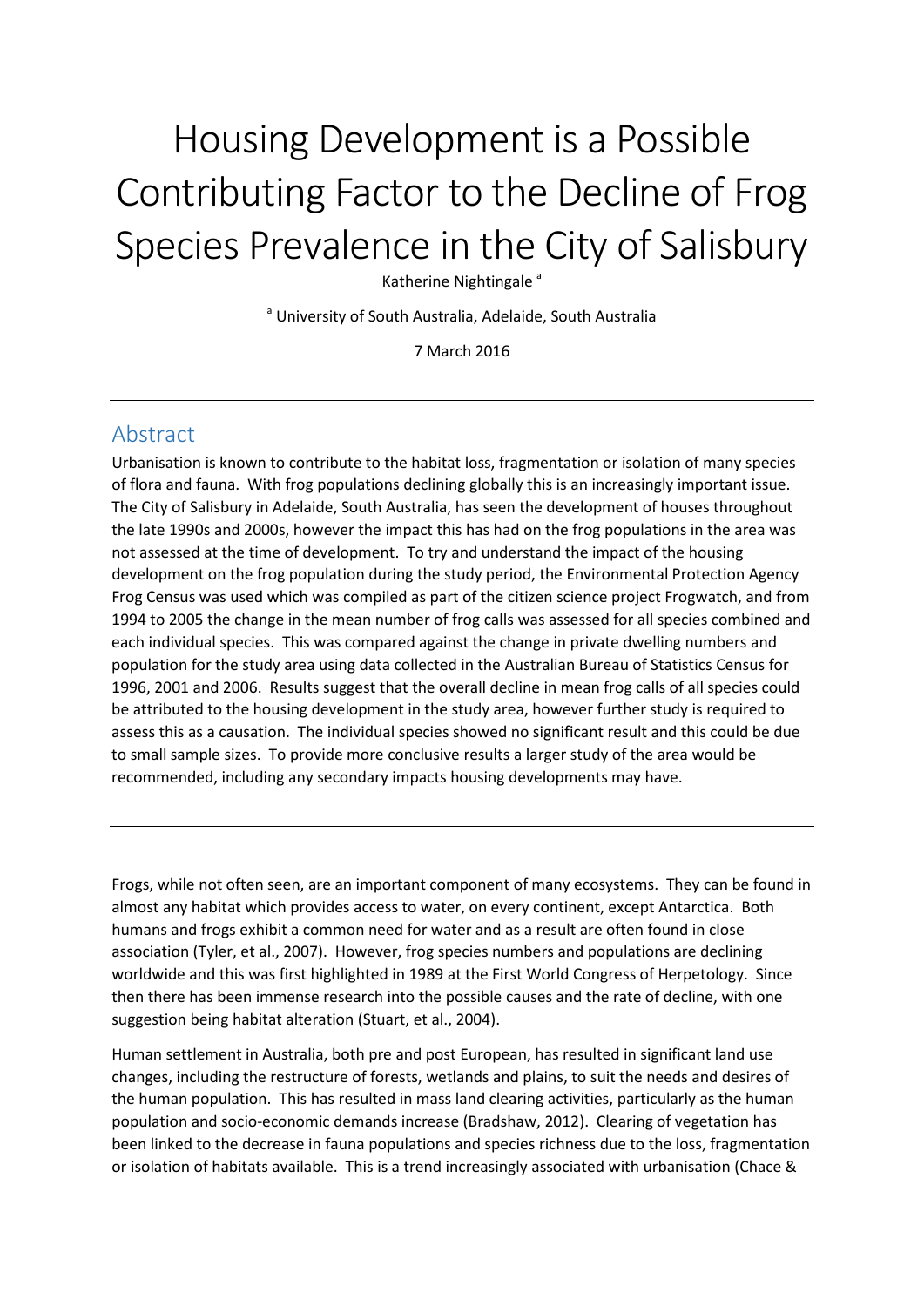# Housing Development is a Possible Contributing Factor to the Decline of Frog Species Prevalence in the City of Salisbury

Katherine Nightingale [a]

[a] University of South Australia, Adelaide, South Australia

7 March 2016

---

## Abstract

Urbanisation is known to contribute to the habitat loss, fragmentation or isolation of many species of flora and fauna. With frog populations declining globally this is an increasingly important issue. The City of Salisbury in Adelaide, South Australia, has seen the development of houses throughout the late 1990s and 2000s, however the impact this has had on the frog populations in the area was not assessed at the time of development. To try and understand the impact of the housing development on the frog population during the study period, the Environmental Protection Agency Frog Census was used which was compiled as part of the citizen science project Frogwatch, and from 1994 to 2005 the change in the mean number of frog calls was assessed for all species combined and each individual species. This was compared against the change in private dwelling numbers and population for the study area using data collected in the Australian Bureau of Statistics Census for 1996, 2001 and 2006. Results suggest that the overall decline in mean frog calls of all species could be attributed to the housing development in the study area, however further study is required to assess this as a causation. The individual species showed no significant result and this could be due to small sample sizes. To provide more conclusive results a larger study of the area would be recommended, including any secondary impacts housing developments may have.

---

Frogs, while not often seen, are an important component of many ecosystems. They can be found in almost any habitat which provides access to water, on every continent, except Antarctica. Both humans and frogs exhibit a common need for water and as a result are often found in close association (Tyler, et al., 2007). However, frog species numbers and populations are declining worldwide and this was first highlighted in 1989 at the First World Congress of Herpetology. Since then there has been immense research into the possible causes and the rate of decline, with one suggestion being habitat alteration (Stuart, et al., 2004).

Human settlement in Australia, both pre and post European, has resulted in significant land use changes, including the restructure of forests, wetlands and plains, to suit the needs and desires of the human population. This has resulted in mass land clearing activities, particularly as the human population and socio-economic demands increase (Bradshaw, 2012). Clearing of vegetation has been linked to the decrease in fauna populations and species richness due to the loss, fragmentation or isolation of habitats available. This is a trend increasingly associated with urbanisation (Chace &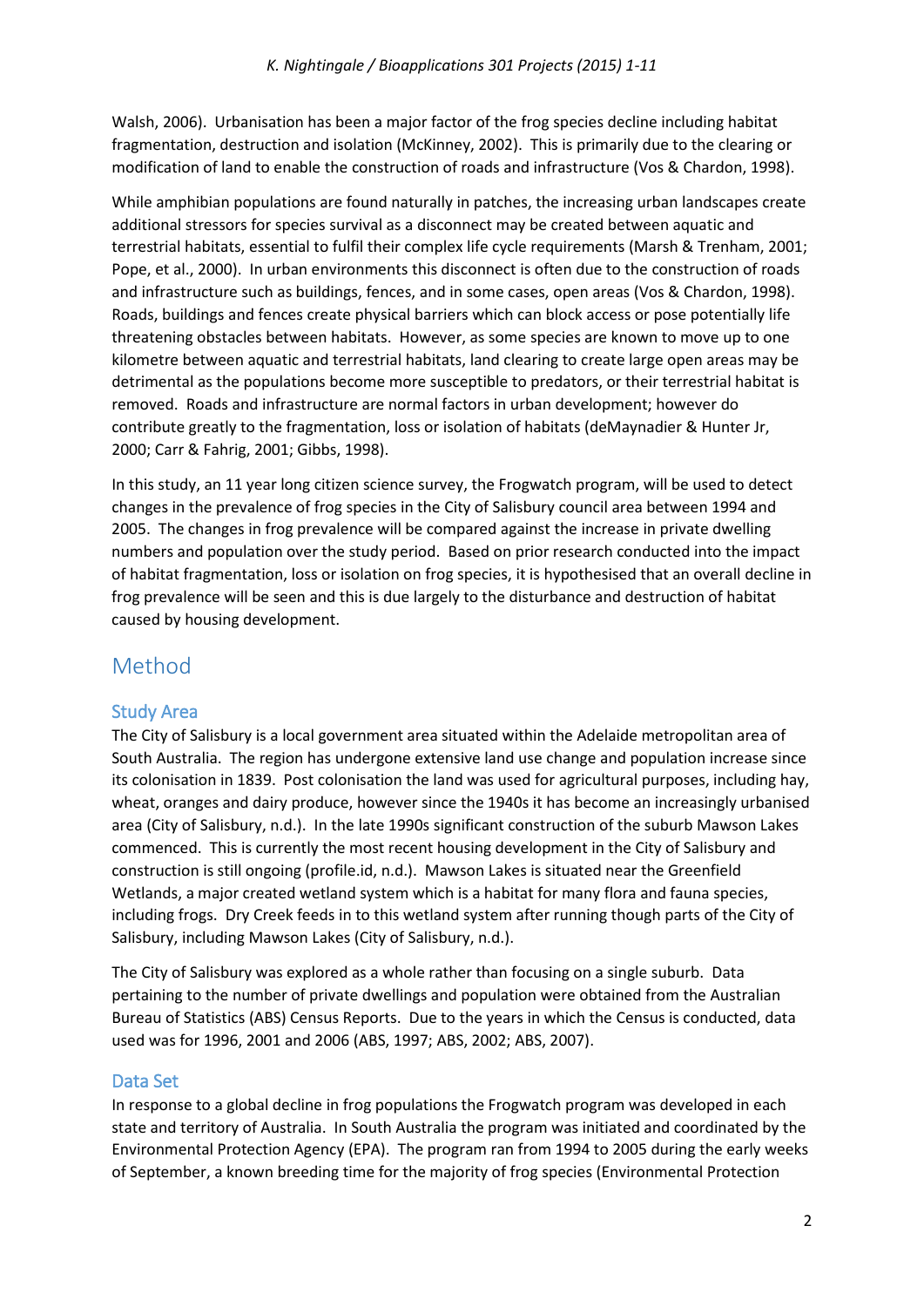Walsh, 2006). Urbanisation has been a major factor of the frog species decline including habitat fragmentation, destruction and isolation (McKinney, 2002). This is primarily due to the clearing or modification of land to enable the construction of roads and infrastructure (Vos & Chardon, 1998).

While amphibian populations are found naturally in patches, the increasing urban landscapes create additional stressors for species survival as a disconnect may be created between aquatic and terrestrial habitats, essential to fulfil their complex life cycle requirements (Marsh & Trenham, 2001; Pope, et al., 2000). In urban environments this disconnect is often due to the construction of roads and infrastructure such as buildings, fences, and in some cases, open areas (Vos & Chardon, 1998). Roads, buildings and fences create physical barriers which can block access or pose potentially life threatening obstacles between habitats. However, as some species are known to move up to one kilometre between aquatic and terrestrial habitats, land clearing to create large open areas may be detrimental as the populations become more susceptible to predators, or their terrestrial habitat is removed. Roads and infrastructure are normal factors in urban development; however do contribute greatly to the fragmentation, loss or isolation of habitats (deMaynadier & Hunter Jr, 2000; Carr & Fahrig, 2001; Gibbs, 1998).

In this study, an 11 year long citizen science survey, the Frogwatch program, will be used to detect changes in the prevalence of frog species in the City of Salisbury council area between 1994 and 2005. The changes in frog prevalence will be compared against the increase in private dwelling numbers and population over the study period. Based on prior research conducted into the impact of habitat fragmentation, loss or isolation on frog species, it is hypothesised that an overall decline in frog prevalence will be seen and this is due largely to the disturbance and destruction of habitat caused by housing development.

# Method

## Study Area

The City of Salisbury is a local government area situated within the Adelaide metropolitan area of South Australia. The region has undergone extensive land use change and population increase since its colonisation in 1839. Post colonisation the land was used for agricultural purposes, including hay, wheat, oranges and dairy produce, however since the 1940s it has become an increasingly urbanised area (City of Salisbury, n.d.). In the late 1990s significant construction of the suburb Mawson Lakes commenced. This is currently the most recent housing development in the City of Salisbury and construction is still ongoing (profile.id, n.d.). Mawson Lakes is situated near the Greenfield Wetlands, a major created wetland system which is a habitat for many flora and fauna species, including frogs. Dry Creek feeds in to this wetland system after running though parts of the City of Salisbury, including Mawson Lakes (City of Salisbury, n.d.).

The City of Salisbury was explored as a whole rather than focusing on a single suburb. Data pertaining to the number of private dwellings and population were obtained from the Australian Bureau of Statistics (ABS) Census Reports. Due to the years in which the Census is conducted, data used was for 1996, 2001 and 2006 (ABS, 1997; ABS, 2002; ABS, 2007).

## Data Set

In response to a global decline in frog populations the Frogwatch program was developed in each state and territory of Australia. In South Australia the program was initiated and coordinated by the Environmental Protection Agency (EPA). The program ran from 1994 to 2005 during the early weeks of September, a known breeding time for the majority of frog species (Environmental Protection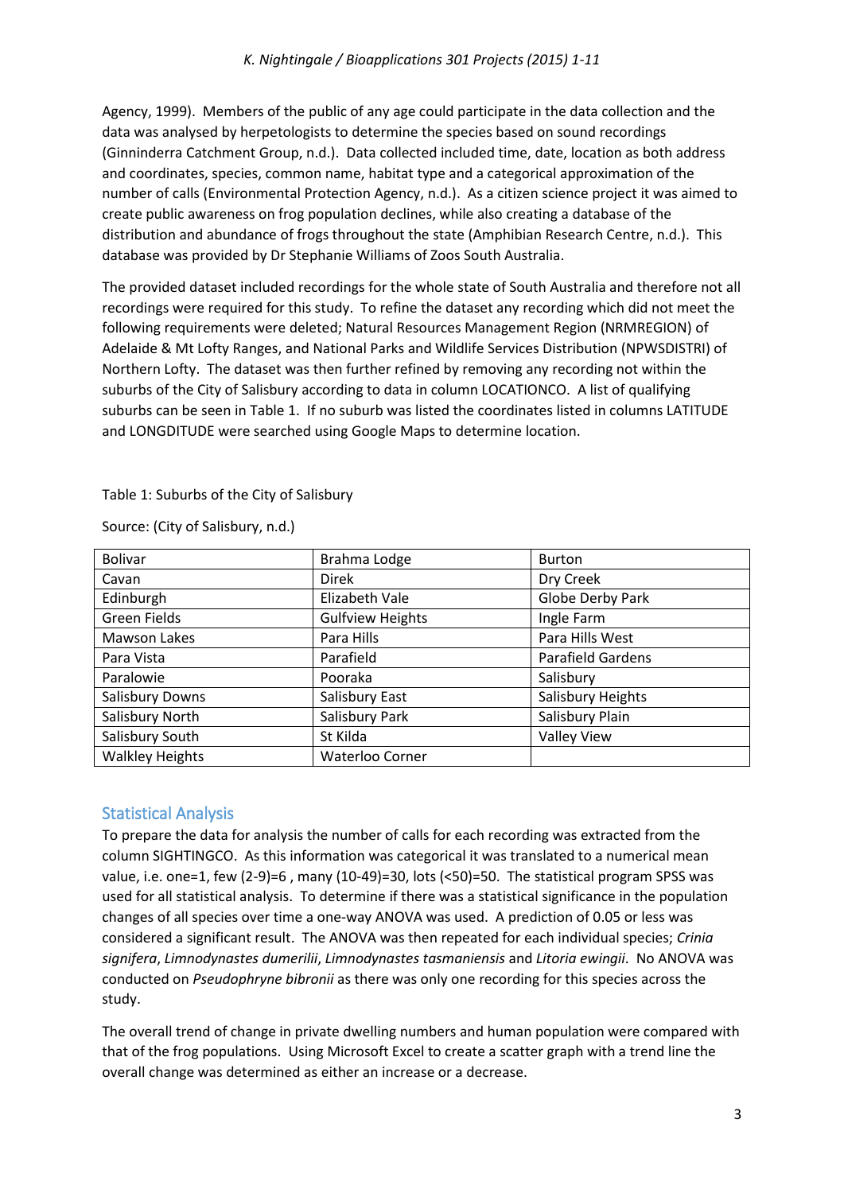Agency, 1999). Members of the public of any age could participate in the data collection and the data was analysed by herpetologists to determine the species based on sound recordings (Ginninderra Catchment Group, n.d.). Data collected included time, date, location as both address and coordinates, species, common name, habitat type and a categorical approximation of the number of calls (Environmental Protection Agency, n.d.). As a citizen science project it was aimed to create public awareness on frog population declines, while also creating a database of the distribution and abundance of frogs throughout the state (Amphibian Research Centre, n.d.). This database was provided by Dr Stephanie Williams of Zoos South Australia.

The provided dataset included recordings for the whole state of South Australia and therefore not all recordings were required for this study. To refine the dataset any recording which did not meet the following requirements were deleted; Natural Resources Management Region (NRMREGION) of Adelaide & Mt Lofty Ranges, and National Parks and Wildlife Services Distribution (NPWSDISTRI) of Northern Lofty. The dataset was then further refined by removing any recording not within the suburbs of the City of Salisbury according to data in column LOCATIONCO. A list of qualifying suburbs can be seen in Table 1. If no suburb was listed the coordinates listed in columns LATITUDE and LONGDITUDE were searched using Google Maps to determine location.

Table 1: Suburbs of the City of Salisbury

Source: (City of Salisbury, n.d.)

| | | |
|---|---|---|
| Bolivar | Brahma Lodge | Burton |
| Cavan | Direk | Dry Creek |
| Edinburgh | Elizabeth Vale | Globe Derby Park |
| Green Fields | Gulfview Heights | Ingle Farm |
| Mawson Lakes | Para Hills | Para Hills West |
| Para Vista | Parafield | Parafield Gardens |
| Paralowie | Pooraka | Salisbury |
| Salisbury Downs | Salisbury East | Salisbury Heights |
| Salisbury North | Salisbury Park | Salisbury Plain |
| Salisbury South | St Kilda | Valley View |
| Walkley Heights | Waterloo Corner | |

## Statistical Analysis

To prepare the data for analysis the number of calls for each recording was extracted from the column SIGHTINGCO. As this information was categorical it was translated to a numerical mean value, i.e. one=1, few (2-9)=6 , many (10-49)=30, lots (<50)=50. The statistical program SPSS was used for all statistical analysis. To determine if there was a statistical significance in the population changes of all species over time a one-way ANOVA was used. A prediction of 0.05 or less was considered a significant result. The ANOVA was then repeated for each individual species; *Crinia signifera*, *Limnodynastes dumerilii*, *Limnodynastes tasmaniensis* and *Litoria ewingii*. No ANOVA was conducted on *Pseudophryne bibronii* as there was only one recording for this species across the study.

The overall trend of change in private dwelling numbers and human population were compared with that of the frog populations. Using Microsoft Excel to create a scatter graph with a trend line the overall change was determined as either an increase or a decrease.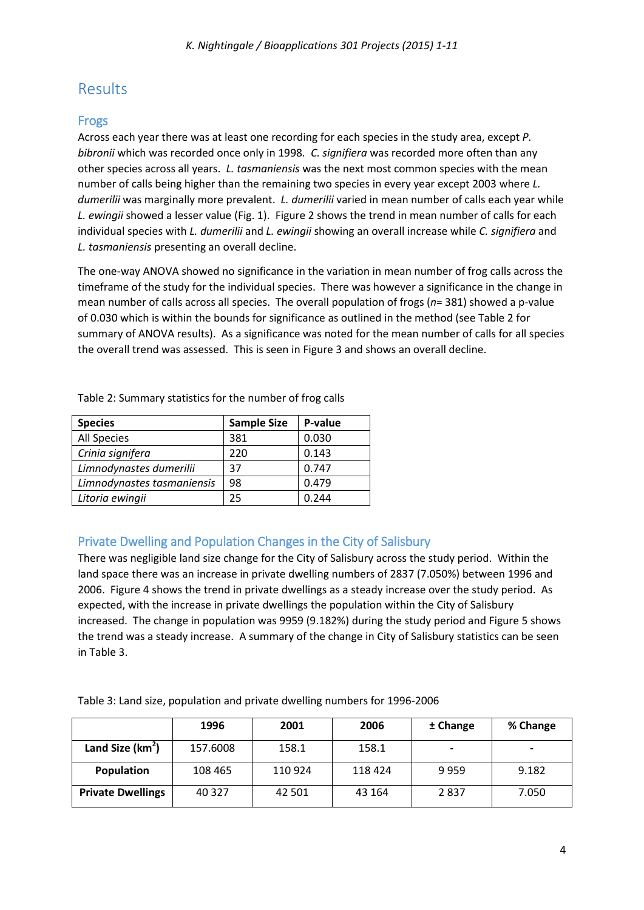## Results

### Frogs

Across each year there was at least one recording for each species in the study area, except *P. bibronii* which was recorded once only in 1998. *C. signifiera* was recorded more often than any other species across all years. *L. tasmaniensis* was the next most common species with the mean number of calls being higher than the remaining two species in every year except 2003 where *L. dumerilii* was marginally more prevalent. *L. dumerilii* varied in mean number of calls each year while *L. ewingii* showed a lesser value (Fig. 1). Figure 2 shows the trend in mean number of calls for each individual species with *L. dumerilii* and *L. ewingii* showing an overall increase while *C. signifiera* and *L. tasmaniensis* presenting an overall decline.

The one-way ANOVA showed no significance in the variation in mean number of frog calls across the timeframe of the study for the individual species. There was however a significance in the change in mean number of calls across all species. The overall population of frogs ($n$= 381) showed a p-value of 0.030 which is within the bounds for significance as outlined in the method (see Table 2 for summary of ANOVA results). As a significance was noted for the mean number of calls for all species the overall trend was assessed. This is seen in Figure 3 and shows an overall decline.

Table 2: Summary statistics for the number of frog calls

| Species | Sample Size | P-value |
|---|---|---|
| All Species | 381 | 0.030 |
| *Crinia signifera* | 220 | 0.143 |
| *Limnodynastes dumerilii* | 37 | 0.747 |
| *Limnodynastes tasmaniensis* | 98 | 0.479 |
| *Litoria ewingii* | 25 | 0.244 |

### Private Dwelling and Population Changes in the City of Salisbury

There was negligible land size change for the City of Salisbury across the study period. Within the land space there was an increase in private dwelling numbers of 2837 (7.050%) between 1996 and 2006. Figure 4 shows the trend in private dwellings as a steady increase over the study period. As expected, with the increase in private dwellings the population within the City of Salisbury increased. The change in population was 9959 (9.182%) during the study period and Figure 5 shows the trend was a steady increase. A summary of the change in City of Salisbury statistics can be seen in Table 3.

Table 3: Land size, population and private dwelling numbers for 1996-2006

| | 1996 | 2001 | 2006 | ± Change | % Change |
|---|---|---|---|---|---|
| **Land Size (km$^2$)** | 157.6008 | 158.1 | 158.1 | - | - |
| **Population** | 108 465 | 110 924 | 118 424 | 9 959 | 9.182 |
| **Private Dwellings** | 40 327 | 42 501 | 43 164 | 2 837 | 7.050 |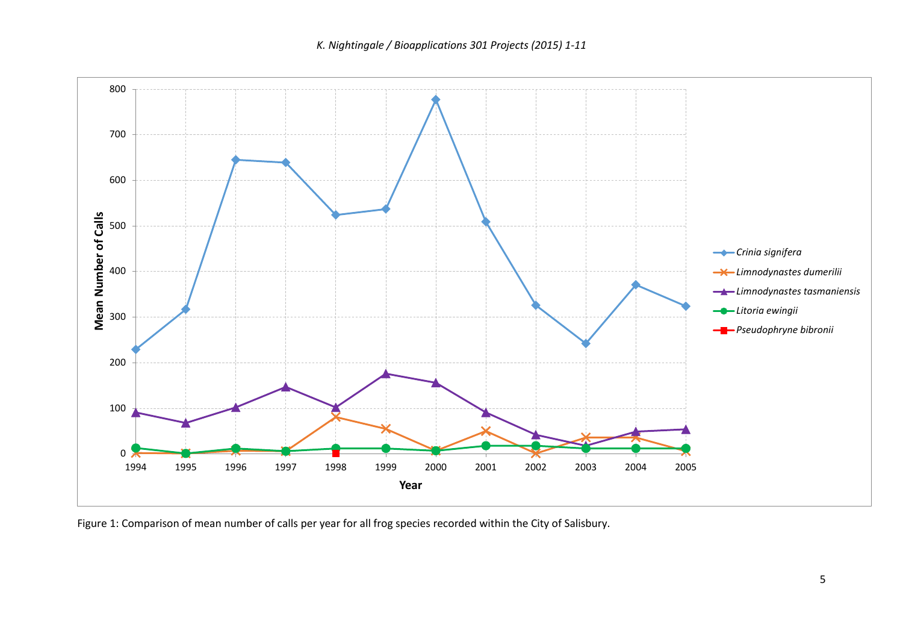Figure 1: Comparison of mean number of calls per year for all frog species recorded within the City of Salisbury.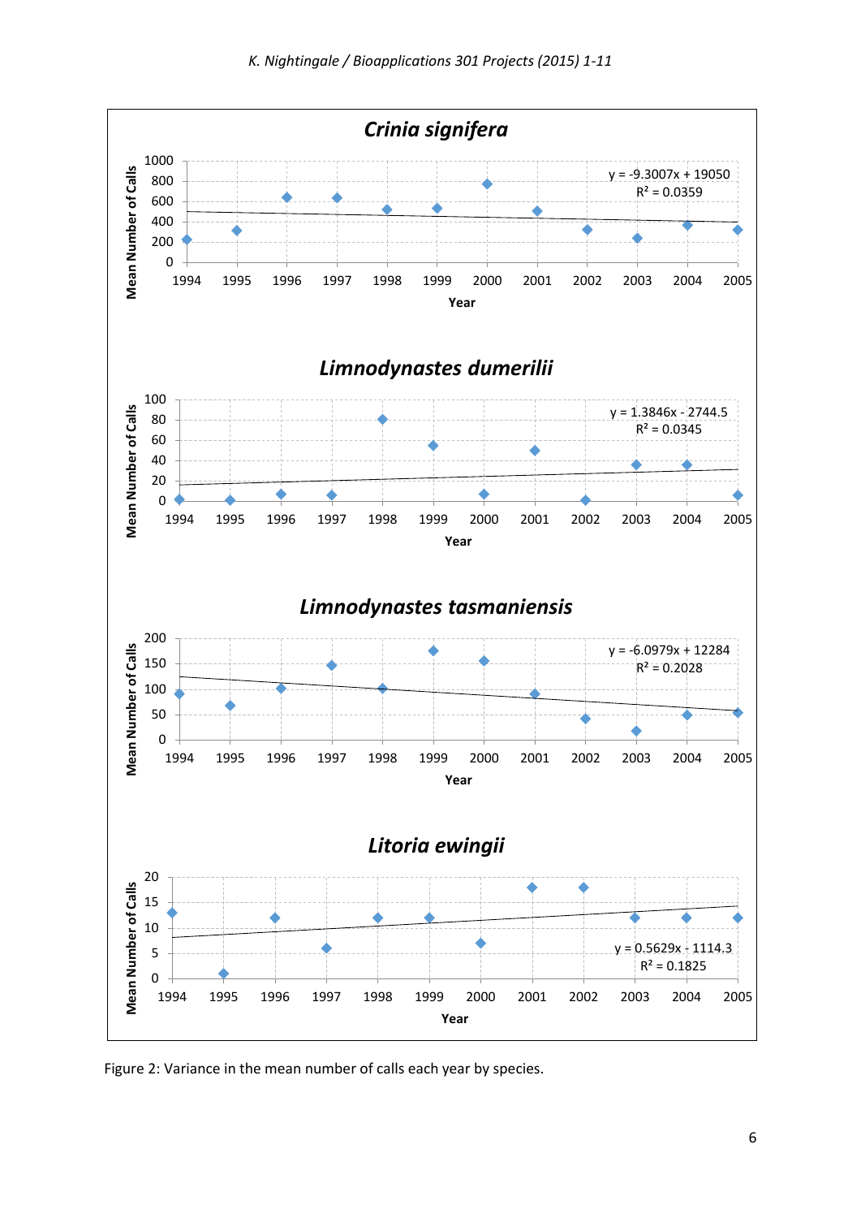Figure 2: Variance in the mean number of calls each year by species.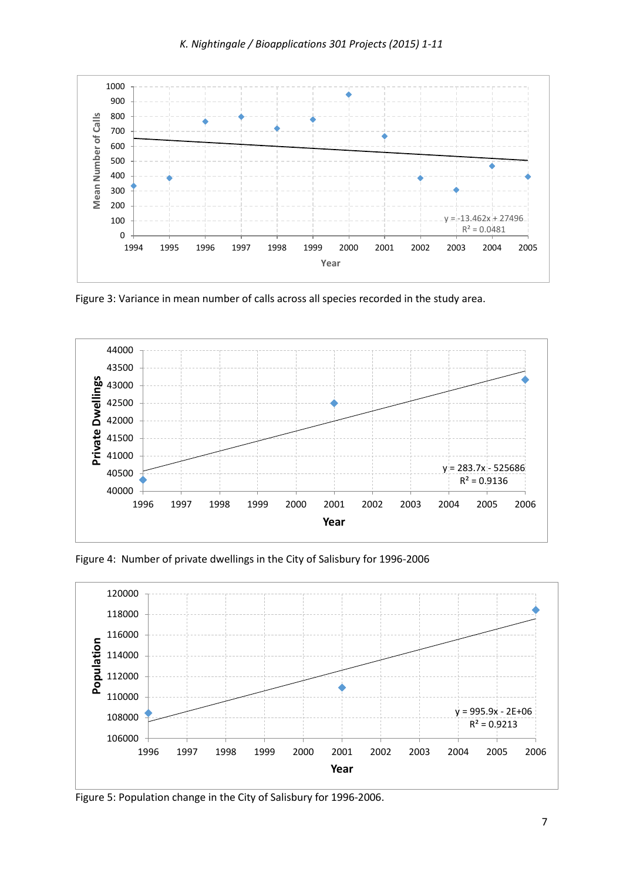Figure 3: Variance in mean number of calls across all species recorded in the study area.

Figure 4: Number of private dwellings in the City of Salisbury for 1996-2006

Figure 5: Population change in the City of Salisbury for 1996-2006.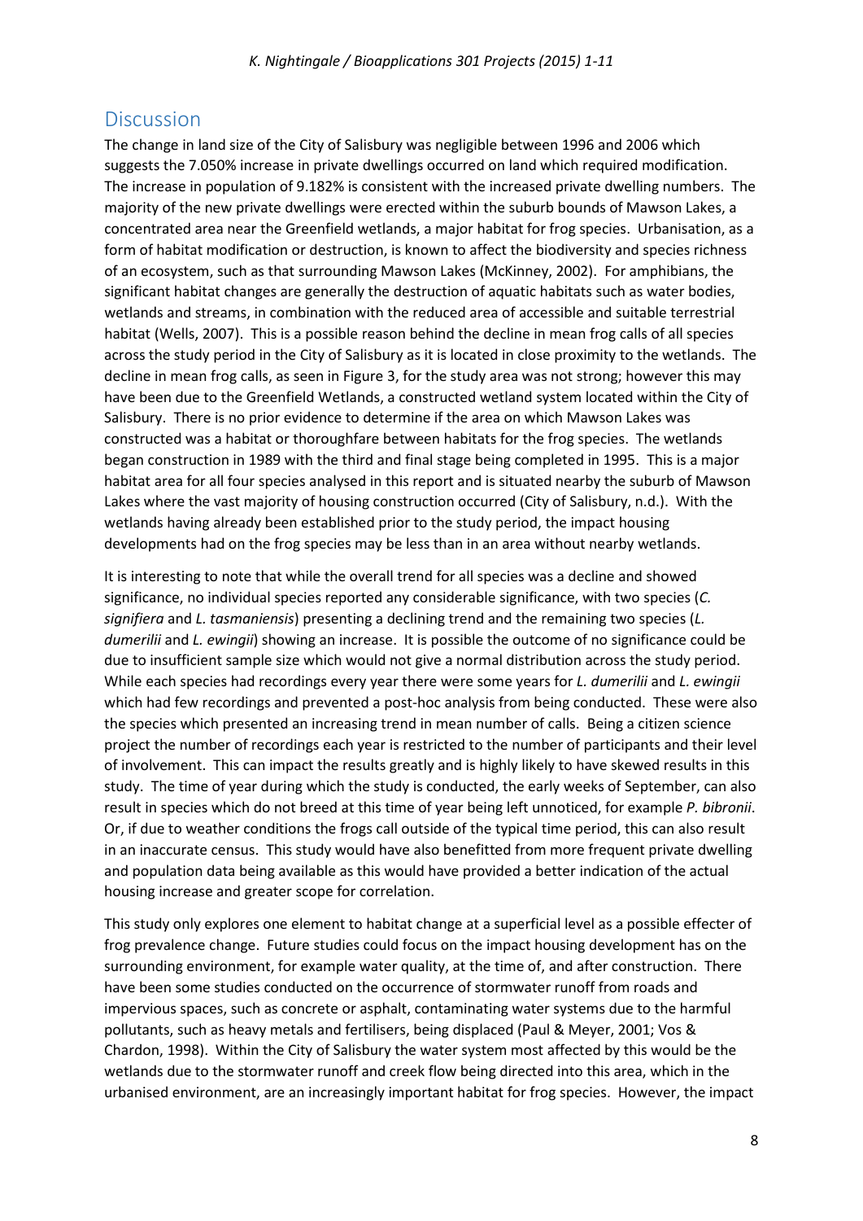## Discussion

The change in land size of the City of Salisbury was negligible between 1996 and 2006 which suggests the 7.050% increase in private dwellings occurred on land which required modification. The increase in population of 9.182% is consistent with the increased private dwelling numbers. The majority of the new private dwellings were erected within the suburb bounds of Mawson Lakes, a concentrated area near the Greenfield wetlands, a major habitat for frog species. Urbanisation, as a form of habitat modification or destruction, is known to affect the biodiversity and species richness of an ecosystem, such as that surrounding Mawson Lakes (McKinney, 2002). For amphibians, the significant habitat changes are generally the destruction of aquatic habitats such as water bodies, wetlands and streams, in combination with the reduced area of accessible and suitable terrestrial habitat (Wells, 2007). This is a possible reason behind the decline in mean frog calls of all species across the study period in the City of Salisbury as it is located in close proximity to the wetlands. The decline in mean frog calls, as seen in Figure 3, for the study area was not strong; however this may have been due to the Greenfield Wetlands, a constructed wetland system located within the City of Salisbury. There is no prior evidence to determine if the area on which Mawson Lakes was constructed was a habitat or thoroughfare between habitats for the frog species. The wetlands began construction in 1989 with the third and final stage being completed in 1995. This is a major habitat area for all four species analysed in this report and is situated nearby the suburb of Mawson Lakes where the vast majority of housing construction occurred (City of Salisbury, n.d.). With the wetlands having already been established prior to the study period, the impact housing developments had on the frog species may be less than in an area without nearby wetlands.

It is interesting to note that while the overall trend for all species was a decline and showed significance, no individual species reported any considerable significance, with two species (*C. signifiera* and *L. tasmaniensis*) presenting a declining trend and the remaining two species (*L. dumerilii* and *L. ewingii*) showing an increase. It is possible the outcome of no significance could be due to insufficient sample size which would not give a normal distribution across the study period. While each species had recordings every year there were some years for *L. dumerilii* and *L. ewingii* which had few recordings and prevented a post-hoc analysis from being conducted. These were also the species which presented an increasing trend in mean number of calls. Being a citizen science project the number of recordings each year is restricted to the number of participants and their level of involvement. This can impact the results greatly and is highly likely to have skewed results in this study. The time of year during which the study is conducted, the early weeks of September, can also result in species which do not breed at this time of year being left unnoticed, for example *P. bibronii*. Or, if due to weather conditions the frogs call outside of the typical time period, this can also result in an inaccurate census. This study would have also benefitted from more frequent private dwelling and population data being available as this would have provided a better indication of the actual housing increase and greater scope for correlation.

This study only explores one element to habitat change at a superficial level as a possible effecter of frog prevalence change. Future studies could focus on the impact housing development has on the surrounding environment, for example water quality, at the time of, and after construction. There have been some studies conducted on the occurrence of stormwater runoff from roads and impervious spaces, such as concrete or asphalt, contaminating water systems due to the harmful pollutants, such as heavy metals and fertilisers, being displaced (Paul & Meyer, 2001; Vos & Chardon, 1998). Within the City of Salisbury the water system most affected by this would be the wetlands due to the stormwater runoff and creek flow being directed into this area, which in the urbanised environment, are an increasingly important habitat for frog species. However, the impact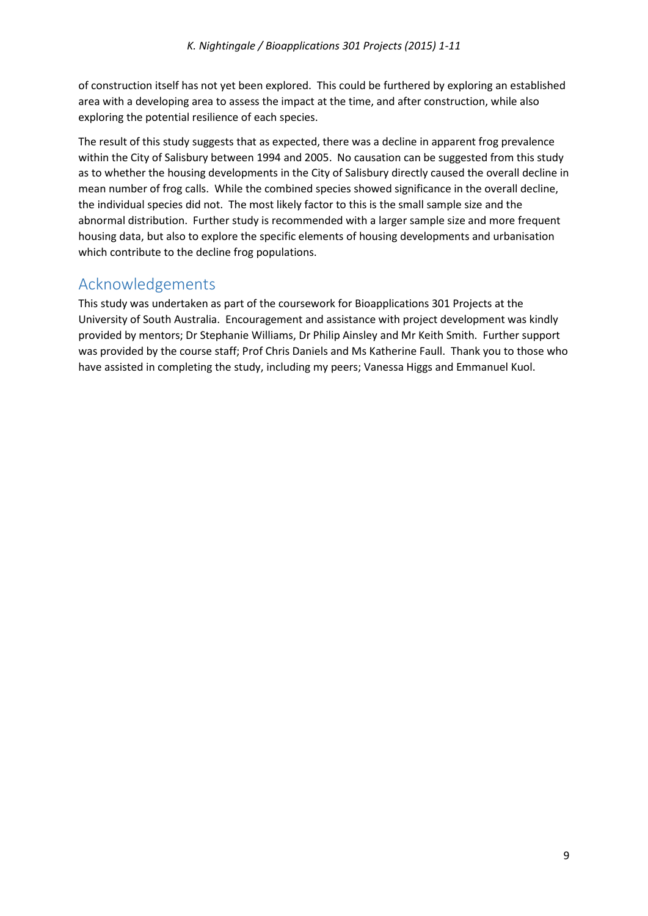of construction itself has not yet been explored. This could be furthered by exploring an established area with a developing area to assess the impact at the time, and after construction, while also exploring the potential resilience of each species.

The result of this study suggests that as expected, there was a decline in apparent frog prevalence within the City of Salisbury between 1994 and 2005. No causation can be suggested from this study as to whether the housing developments in the City of Salisbury directly caused the overall decline in mean number of frog calls. While the combined species showed significance in the overall decline, the individual species did not. The most likely factor to this is the small sample size and the abnormal distribution. Further study is recommended with a larger sample size and more frequent housing data, but also to explore the specific elements of housing developments and urbanisation which contribute to the decline frog populations.

## Acknowledgements

This study was undertaken as part of the coursework for Bioapplications 301 Projects at the University of South Australia. Encouragement and assistance with project development was kindly provided by mentors; Dr Stephanie Williams, Dr Philip Ainsley and Mr Keith Smith. Further support was provided by the course staff; Prof Chris Daniels and Ms Katherine Faull. Thank you to those who have assisted in completing the study, including my peers; Vanessa Higgs and Emmanuel Kuol.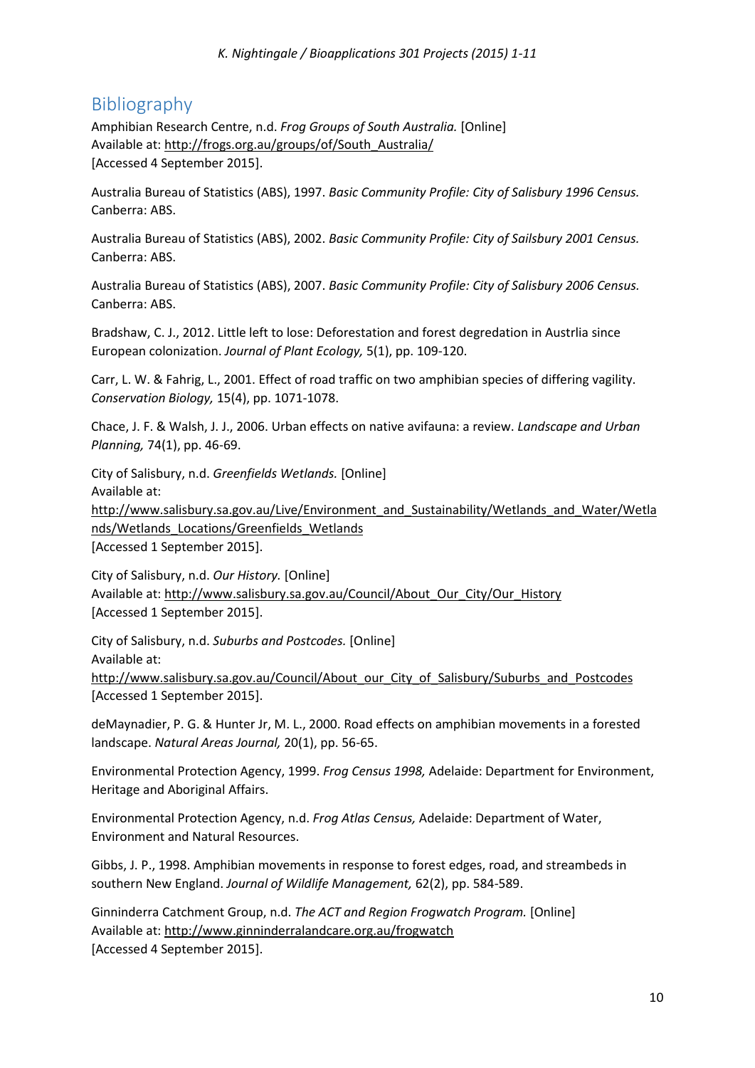## Bibliography

Amphibian Research Centre, n.d. *Frog Groups of South Australia.* [Online]
Available at: http://frogs.org.au/groups/of/South_Australia/
[Accessed 4 September 2015].

Australia Bureau of Statistics (ABS), 1997. *Basic Community Profile: City of Salisbury 1996 Census.* Canberra: ABS.

Australia Bureau of Statistics (ABS), 2002. *Basic Community Profile: City of Sailsbury 2001 Census.* Canberra: ABS.

Australia Bureau of Statistics (ABS), 2007. *Basic Community Profile: City of Salisbury 2006 Census.* Canberra: ABS.

Bradshaw, C. J., 2012. Little left to lose: Deforestation and forest degredation in Austrlia since European colonization. *Journal of Plant Ecology,* 5(1), pp. 109-120.

Carr, L. W. & Fahrig, L., 2001. Effect of road traffic on two amphibian species of differing vagility. *Conservation Biology,* 15(4), pp. 1071-1078.

Chace, J. F. & Walsh, J. J., 2006. Urban effects on native avifauna: a review. *Landscape and Urban Planning,* 74(1), pp. 46-69.

City of Salisbury, n.d. *Greenfields Wetlands.* [Online]
Available at:
http://www.salisbury.sa.gov.au/Live/Environment_and_Sustainability/Wetlands_and_Water/Wetlands/Wetlands_Locations/Greenfields_Wetlands
[Accessed 1 September 2015].

City of Salisbury, n.d. *Our History.* [Online]
Available at: http://www.salisbury.sa.gov.au/Council/About_Our_City/Our_History
[Accessed 1 September 2015].

City of Salisbury, n.d. *Suburbs and Postcodes.* [Online]
Available at:
http://www.salisbury.sa.gov.au/Council/About_our_City_of_Salisbury/Suburbs_and_Postcodes
[Accessed 1 September 2015].

deMaynadier, P. G. & Hunter Jr, M. L., 2000. Road effects on amphibian movements in a forested landscape. *Natural Areas Journal,* 20(1), pp. 56-65.

Environmental Protection Agency, 1999. *Frog Census 1998,* Adelaide: Department for Environment, Heritage and Aboriginal Affairs.

Environmental Protection Agency, n.d. *Frog Atlas Census,* Adelaide: Department of Water, Environment and Natural Resources.

Gibbs, J. P., 1998. Amphibian movements in response to forest edges, road, and streambeds in southern New England. *Journal of Wildlife Management,* 62(2), pp. 584-589.

Ginninderra Catchment Group, n.d. *The ACT and Region Frogwatch Program.* [Online]
Available at: http://www.ginninderralandcare.org.au/frogwatch
[Accessed 4 September 2015].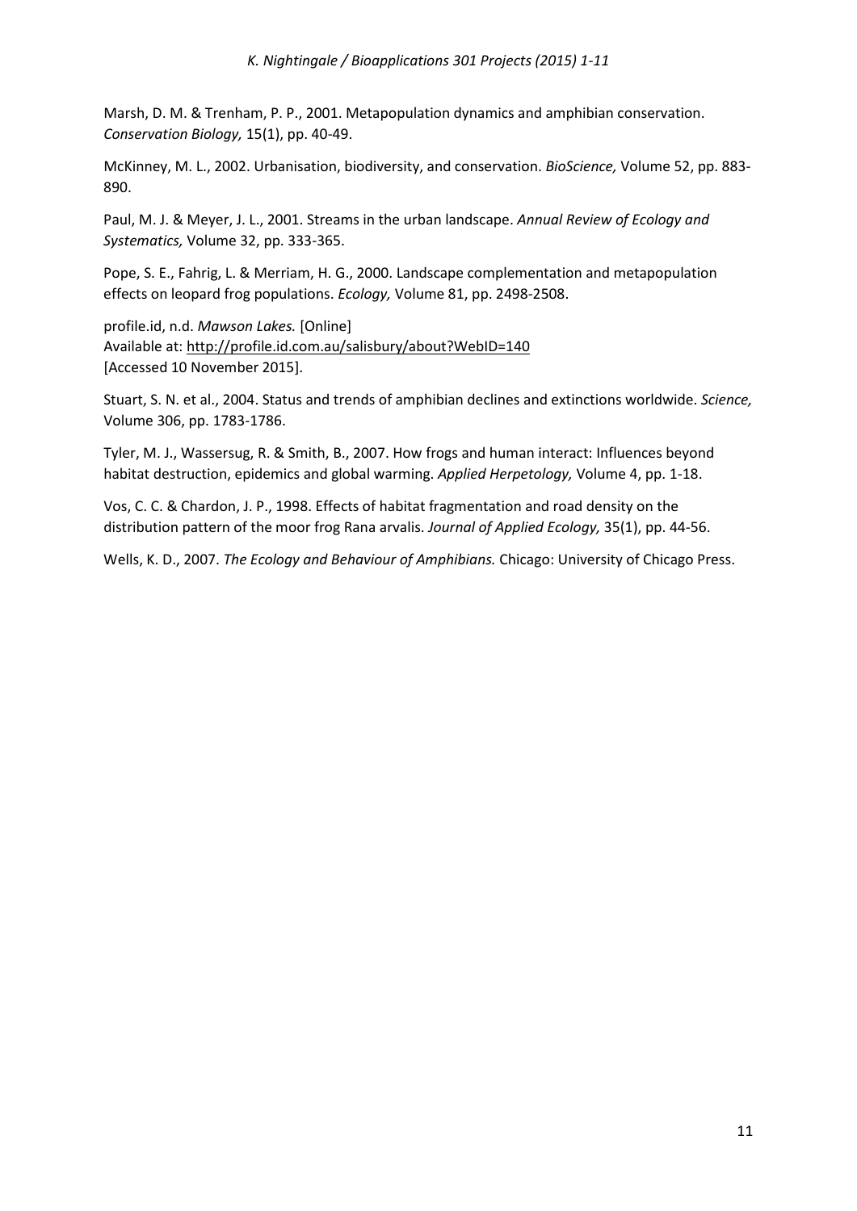Marsh, D. M. & Trenham, P. P., 2001. Metapopulation dynamics and amphibian conservation. *Conservation Biology,* 15(1), pp. 40-49.

McKinney, M. L., 2002. Urbanisation, biodiversity, and conservation. *BioScience,* Volume 52, pp. 883-890.

Paul, M. J. & Meyer, J. L., 2001. Streams in the urban landscape. *Annual Review of Ecology and Systematics,* Volume 32, pp. 333-365.

Pope, S. E., Fahrig, L. & Merriam, H. G., 2000. Landscape complementation and metapopulation effects on leopard frog populations. *Ecology,* Volume 81, pp. 2498-2508.

profile.id, n.d. *Mawson Lakes.* [Online]
Available at: http://profile.id.com.au/salisbury/about?WebID=140
[Accessed 10 November 2015].

Stuart, S. N. et al., 2004. Status and trends of amphibian declines and extinctions worldwide. *Science,* Volume 306, pp. 1783-1786.

Tyler, M. J., Wassersug, R. & Smith, B., 2007. How frogs and human interact: Influences beyond habitat destruction, epidemics and global warming. *Applied Herpetology,* Volume 4, pp. 1-18.

Vos, C. C. & Chardon, J. P., 1998. Effects of habitat fragmentation and road density on the distribution pattern of the moor frog Rana arvalis. *Journal of Applied Ecology,* 35(1), pp. 44-56.

Wells, K. D., 2007. *The Ecology and Behaviour of Amphibians.* Chicago: University of Chicago Press.